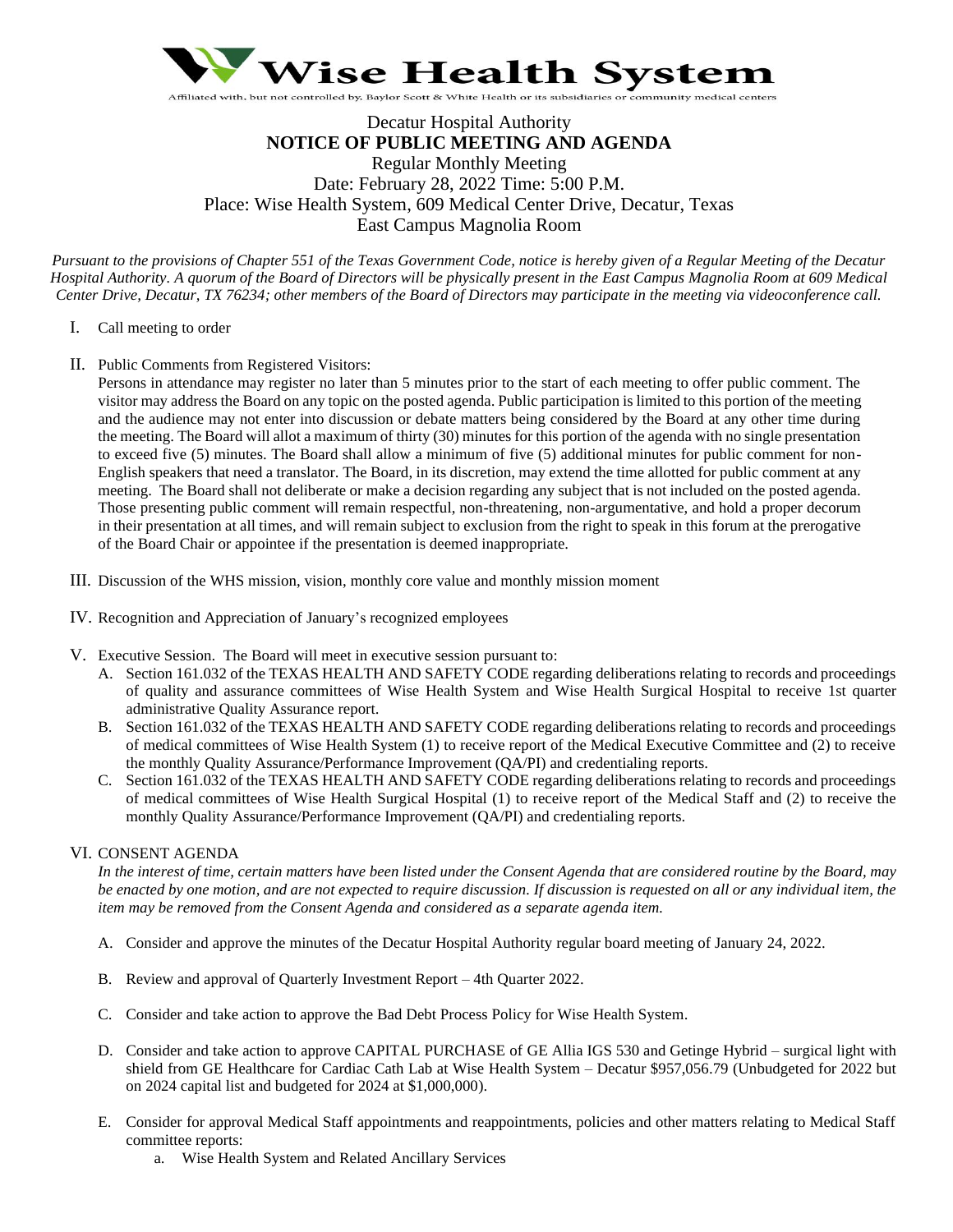# Wise Health System

Affiliated with, but not controlled by, Baylor Scott & White Health or its subsidiaries or community medical centers

Decatur Hospital Authority

**NOTICE OF PUBLIC MEETING AND AGENDA**

Regular Monthly Meeting

Date: February 28, 2022 Time: 5:00 P.M.

Place: Wise Health System, 609 Medical Center Drive, Decatur, Texas

East Campus Magnolia Room

*Pursuant to the provisions of Chapter 551 of the Texas Government Code, notice is hereby given of a Regular Meeting of the Decatur Hospital Authority. A quorum of the Board of Directors will be physically present in the East Campus Magnolia Room at 609 Medical Center Drive, Decatur, TX 76234; other members of the Board of Directors may participate in the meeting via videoconference call.*

I. Call meeting to order

II. Public Comments from Registered Visitors:
Persons in attendance may register no later than 5 minutes prior to the start of each meeting to offer public comment. The visitor may address the Board on any topic on the posted agenda. Public participation is limited to this portion of the meeting and the audience may not enter into discussion or debate matters being considered by the Board at any other time during the meeting. The Board will allot a maximum of thirty (30) minutes for this portion of the agenda with no single presentation to exceed five (5) minutes. The Board shall allow a minimum of five (5) additional minutes for public comment for non-English speakers that need a translator. The Board, in its discretion, may extend the time allotted for public comment at any meeting. The Board shall not deliberate or make a decision regarding any subject that is not included on the posted agenda. Those presenting public comment will remain respectful, non-threatening, non-argumentative, and hold a proper decorum in their presentation at all times, and will remain subject to exclusion from the right to speak in this forum at the prerogative of the Board Chair or appointee if the presentation is deemed inappropriate.

III. Discussion of the WHS mission, vision, monthly core value and monthly mission moment

IV. Recognition and Appreciation of January's recognized employees

V. Executive Session. The Board will meet in executive session pursuant to:
   A. Section 161.032 of the TEXAS HEALTH AND SAFETY CODE regarding deliberations relating to records and proceedings of quality and assurance committees of Wise Health System and Wise Health Surgical Hospital to receive 1st quarter administrative Quality Assurance report.
   B. Section 161.032 of the TEXAS HEALTH AND SAFETY CODE regarding deliberations relating to records and proceedings of medical committees of Wise Health System (1) to receive report of the Medical Executive Committee and (2) to receive the monthly Quality Assurance/Performance Improvement (QA/PI) and credentialing reports.
   C. Section 161.032 of the TEXAS HEALTH AND SAFETY CODE regarding deliberations relating to records and proceedings of medical committees of Wise Health Surgical Hospital (1) to receive report of the Medical Staff and (2) to receive the monthly Quality Assurance/Performance Improvement (QA/PI) and credentialing reports.

VI. CONSENT AGENDA
*In the interest of time, certain matters have been listed under the Consent Agenda that are considered routine by the Board, may be enacted by one motion, and are not expected to require discussion. If discussion is requested on all or any individual item, the item may be removed from the Consent Agenda and considered as a separate agenda item.*

   A. Consider and approve the minutes of the Decatur Hospital Authority regular board meeting of January 24, 2022.

   B. Review and approval of Quarterly Investment Report – 4th Quarter 2022.

   C. Consider and take action to approve the Bad Debt Process Policy for Wise Health System.

   D. Consider and take action to approve CAPITAL PURCHASE of GE Allia IGS 530 and Getinge Hybrid – surgical light with shield from GE Healthcare for Cardiac Cath Lab at Wise Health System – Decatur $957,056.79 (Unbudgeted for 2022 but on 2024 capital list and budgeted for 2024 at $1,000,000).

   E. Consider for approval Medical Staff appointments and reappointments, policies and other matters relating to Medical Staff committee reports:
      a. Wise Health System and Related Ancillary Services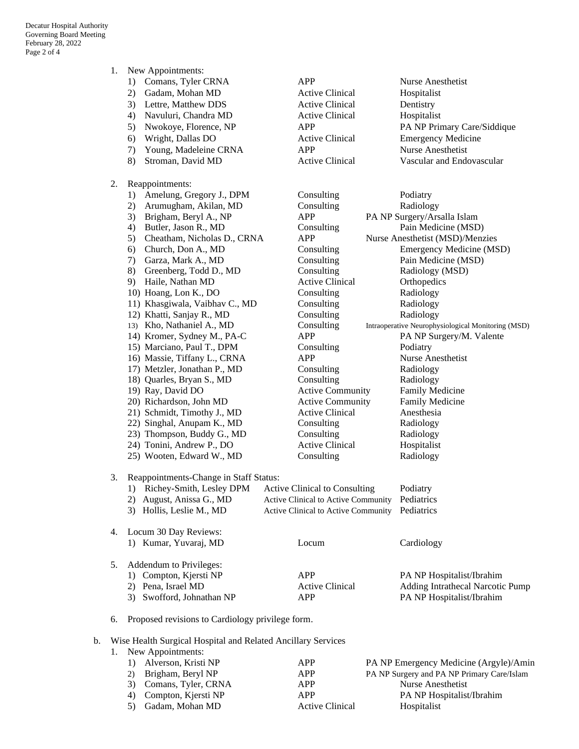1. New Appointments:

| | Name | Status | Specialty |
|---|---|---|---|
| 1) | Comans, Tyler CRNA | APP | Nurse Anesthetist |
| 2) | Gadam, Mohan MD | Active Clinical | Hospitalist |
| 3) | Lettre, Matthew DDS | Active Clinical | Dentistry |
| 4) | Navuluri, Chandra MD | Active Clinical | Hospitalist |
| 5) | Nwokoye, Florence, NP | APP | PA NP Primary Care/Siddique |
| 6) | Wright, Dallas DO | Active Clinical | Emergency Medicine |
| 7) | Young, Madeleine CRNA | APP | Nurse Anesthetist |
| 8) | Stroman, David MD | Active Clinical | Vascular and Endovascular |

2. Reappointments:

| | Name | Status | Specialty |
|---|---|---|---|
| 1) | Amelung, Gregory J., DPM | Consulting | Podiatry |
| 2) | Arumugham, Akilan, MD | Consulting | Radiology |
| 3) | Brigham, Beryl A., NP | APP | PA NP Surgery/Arsalla Islam |
| 4) | Butler, Jason R., MD | Consulting | Pain Medicine (MSD) |
| 5) | Cheatham, Nicholas D., CRNA | APP | Nurse Anesthetist (MSD)/Menzies |
| 6) | Church, Don A., MD | Consulting | Emergency Medicine (MSD) |
| 7) | Garza, Mark A., MD | Consulting | Pain Medicine (MSD) |
| 8) | Greenberg, Todd D., MD | Consulting | Radiology (MSD) |
| 9) | Haile, Nathan MD | Active Clinical | Orthopedics |
| 10) | Hoang, Lon K., DO | Consulting | Radiology |
| 11) | Khasgiwala, Vaibhav C., MD | Consulting | Radiology |
| 12) | Khatti, Sanjay R., MD | Consulting | Radiology |
| 13) | Kho, Nathaniel A., MD | Consulting | Intraoperative Neurophysiological Monitoring (MSD) |
| 14) | Kromer, Sydney M., PA-C | APP | PA NP Surgery/M. Valente |
| 15) | Marciano, Paul T., DPM | Consulting | Podiatry |
| 16) | Massie, Tiffany L., CRNA | APP | Nurse Anesthetist |
| 17) | Metzler, Jonathan P., MD | Consulting | Radiology |
| 18) | Quarles, Bryan S., MD | Consulting | Radiology |
| 19) | Ray, David DO | Active Community | Family Medicine |
| 20) | Richardson, John MD | Active Community | Family Medicine |
| 21) | Schmidt, Timothy J., MD | Active Clinical | Anesthesia |
| 22) | Singhal, Anupam K., MD | Consulting | Radiology |
| 23) | Thompson, Buddy G., MD | Consulting | Radiology |
| 24) | Tonini, Andrew P., DO | Active Clinical | Hospitalist |
| 25) | Wooten, Edward W., MD | Consulting | Radiology |

3. Reappointments-Change in Staff Status:

| | Name | Status | Specialty |
|---|---|---|---|
| 1) | Richey-Smith, Lesley DPM | Active Clinical to Consulting | Podiatry |
| 2) | August, Anissa G., MD | Active Clinical to Active Community | Pediatrics |
| 3) | Hollis, Leslie M., MD | Active Clinical to Active Community | Pediatrics |

4. Locum 30 Day Reviews:

| | Name | Status | Specialty |
|---|---|---|---|
| 1) | Kumar, Yuvaraj, MD | Locum | Cardiology |

5. Addendum to Privileges:

| | Name | Status | Specialty |
|---|---|---|---|
| 1) | Compton, Kjersti NP | APP | PA NP Hospitalist/Ibrahim |
| 2) | Pena, Israel MD | Active Clinical | Adding Intrathecal Narcotic Pump |
| 3) | Swofford, Johnathan NP | APP | PA NP Hospitalist/Ibrahim |

6. Proposed revisions to Cardiology privilege form.

b. Wise Health Surgical Hospital and Related Ancillary Services

1. New Appointments:

| | Name | Status | Specialty |
|---|---|---|---|
| 1) | Alverson, Kristi NP | APP | PA NP Emergency Medicine (Argyle)/Amin |
| 2) | Brigham, Beryl NP | APP | PA NP Surgery and PA NP Primary Care/Islam |
| 3) | Comans, Tyler, CRNA | APP | Nurse Anesthetist |
| 4) | Compton, Kjersti NP | APP | PA NP Hospitalist/Ibrahim |
| 5) | Gadam, Mohan MD | Active Clinical | Hospitalist |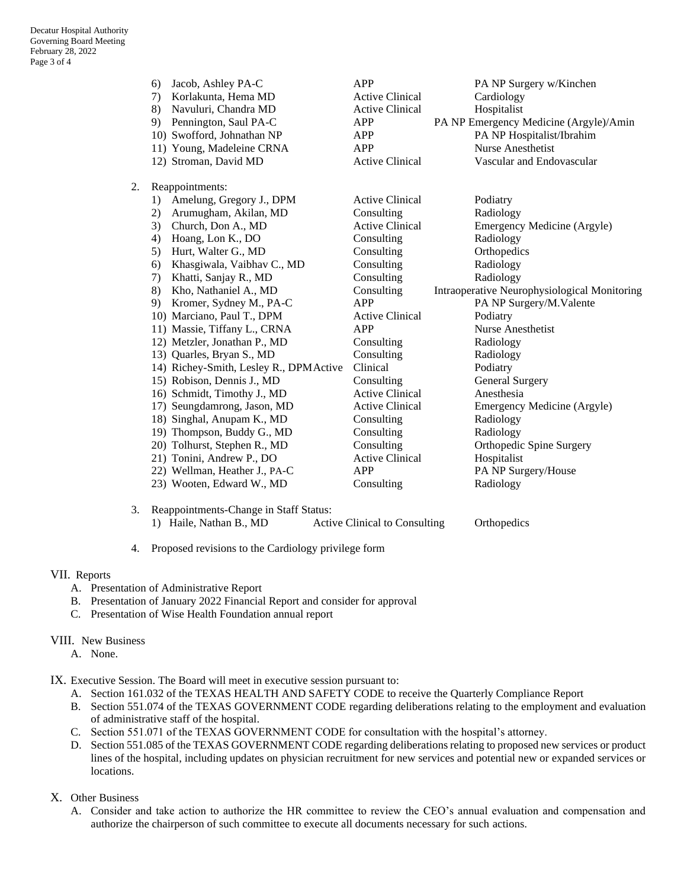6) Jacob, Ashley PA-C | APP | PA NP Surgery w/Kinchen
7) Korlakunta, Hema MD | Active Clinical | Cardiology
8) Navuluri, Chandra MD | Active Clinical | Hospitalist
9) Pennington, Saul PA-C | APP | PA NP Emergency Medicine (Argyle)/Amin
10) Swofford, Johnathan NP | APP | PA NP Hospitalist/Ibrahim
11) Young, Madeleine CRNA | APP | Nurse Anesthetist
12) Stroman, David MD | Active Clinical | Vascular and Endovascular

2. Reappointments:

| | Name | Staff Status | Specialty |
|---|---|---|---|
| 1) | Amelung, Gregory J., DPM | Active Clinical | Podiatry |
| 2) | Arumugham, Akilan, MD | Consulting | Radiology |
| 3) | Church, Don A., MD | Active Clinical | Emergency Medicine (Argyle) |
| 4) | Hoang, Lon K., DO | Consulting | Radiology |
| 5) | Hurt, Walter G., MD | Consulting | Orthopedics |
| 6) | Khasgiwala, Vaibhav C., MD | Consulting | Radiology |
| 7) | Khatti, Sanjay R., MD | Consulting | Radiology |
| 8) | Kho, Nathaniel A., MD | Consulting | Intraoperative Neurophysiological Monitoring |
| 9) | Kromer, Sydney M., PA-C | APP | PA NP Surgery/M.Valente |
| 10) | Marciano, Paul T., DPM | Active Clinical | Podiatry |
| 11) | Massie, Tiffany L., CRNA | APP | Nurse Anesthetist |
| 12) | Metzler, Jonathan P., MD | Consulting | Radiology |
| 13) | Quarles, Bryan S., MD | Consulting | Radiology |
| 14) | Richey-Smith, Lesley R., DPM | Active Clinical | Podiatry |
| 15) | Robison, Dennis J., MD | Consulting | General Surgery |
| 16) | Schmidt, Timothy J., MD | Active Clinical | Anesthesia |
| 17) | Seungdamrong, Jason, MD | Active Clinical | Emergency Medicine (Argyle) |
| 18) | Singhal, Anupam K., MD | Consulting | Radiology |
| 19) | Thompson, Buddy G., MD | Consulting | Radiology |
| 20) | Tolhurst, Stephen R., MD | Consulting | Orthopedic Spine Surgery |
| 21) | Tonini, Andrew P., DO | Active Clinical | Hospitalist |
| 22) | Wellman, Heather J., PA-C | APP | PA NP Surgery/House |
| 23) | Wooten, Edward W., MD | Consulting | Radiology |

3. Reappointments-Change in Staff Status:
   1) Haile, Nathan B., MD | Active Clinical to Consulting | Orthopedics

4. Proposed revisions to the Cardiology privilege form

VII. Reports
   A. Presentation of Administrative Report
   B. Presentation of January 2022 Financial Report and consider for approval
   C. Presentation of Wise Health Foundation annual report

VIII. New Business
   A. None.

IX. Executive Session. The Board will meet in executive session pursuant to:
   A. Section 161.032 of the TEXAS HEALTH AND SAFETY CODE to receive the Quarterly Compliance Report
   B. Section 551.074 of the TEXAS GOVERNMENT CODE regarding deliberations relating to the employment and evaluation of administrative staff of the hospital.
   C. Section 551.071 of the TEXAS GOVERNMENT CODE for consultation with the hospital's attorney.
   D. Section 551.085 of the TEXAS GOVERNMENT CODE regarding deliberations relating to proposed new services or product lines of the hospital, including updates on physician recruitment for new services and potential new or expanded services or locations.

X. Other Business
   A. Consider and take action to authorize the HR committee to review the CEO's annual evaluation and compensation and authorize the chairperson of such committee to execute all documents necessary for such actions.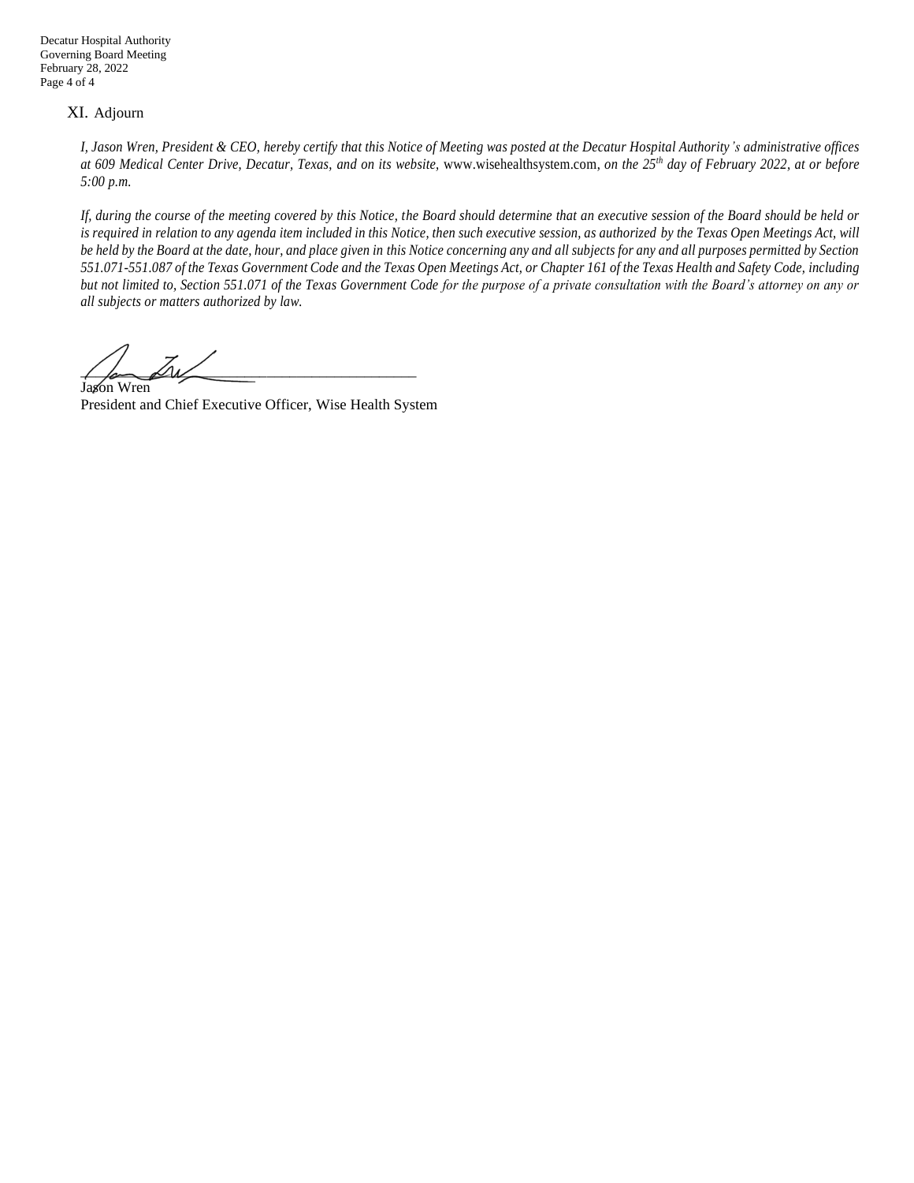XI. Adjourn

*I, Jason Wren, President & CEO, hereby certify that this Notice of Meeting was posted at the Decatur Hospital Authority's administrative offices at 609 Medical Center Drive, Decatur, Texas, and on its website,* www.wisehealthsystem.com, *on the 25th day of February 2022, at or before 5:00 p.m.*

*If, during the course of the meeting covered by this Notice, the Board should determine that an executive session of the Board should be held or is required in relation to any agenda item included in this Notice, then such executive session, as authorized by the Texas Open Meetings Act, will be held by the Board at the date, hour, and place given in this Notice concerning any and all subjects for any and all purposes permitted by Section 551.071-551.087 of the Texas Government Code and the Texas Open Meetings Act, or Chapter 161 of the Texas Health and Safety Code, including but not limited to, Section 551.071 of the Texas Government Code for the purpose of a private consultation with the Board's attorney on any or all subjects or matters authorized by law.*

\_\_\_\_\_\_\_\_\_\_\_\_\_\_\_\_\_\_\_\_\_\_\_\_\_\_\_\_\_\_\_\_\_\_\_\_\_\_\_\_\_\_\_\_
Jason Wren
President and Chief Executive Officer, Wise Health System